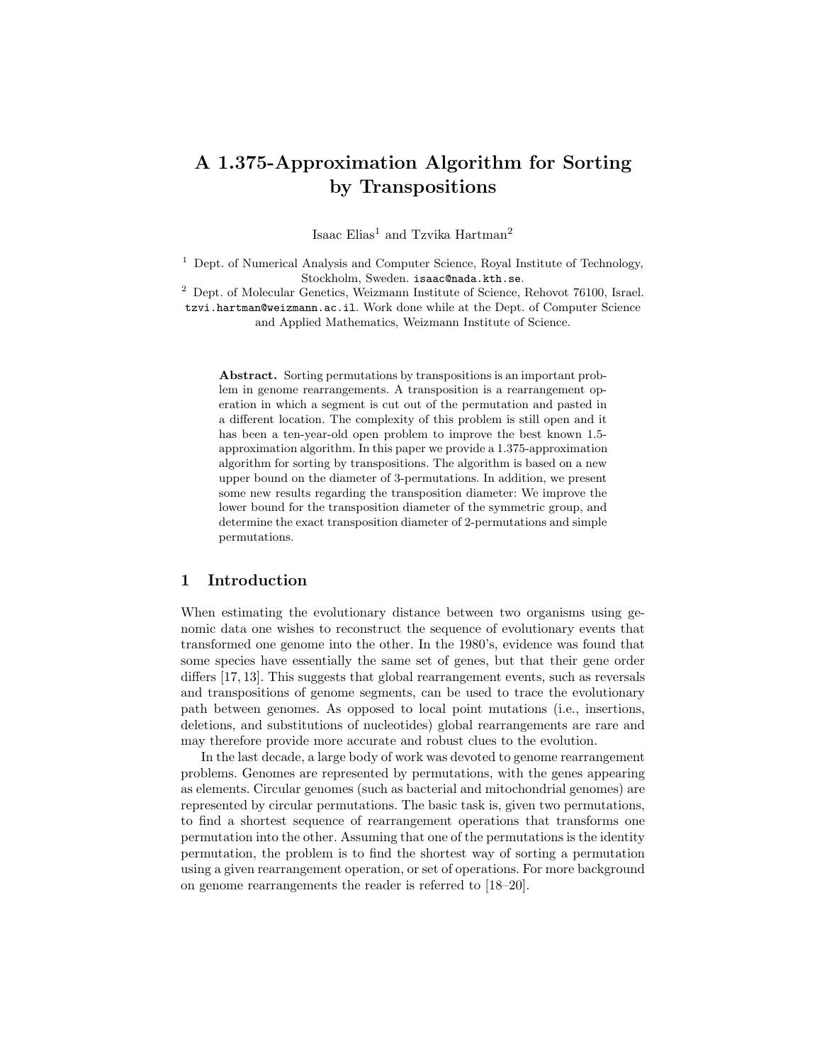# A 1.375-Approximation Algorithm for Sorting by Transpositions

Isaac Elias[1] and Tzvika Hartman[2]

[1] Dept. of Numerical Analysis and Computer Science, Royal Institute of Technology, Stockholm, Sweden. isaac@nada.kth.se.

[2] Dept. of Molecular Genetics, Weizmann Institute of Science, Rehovot 76100, Israel. tzvi.hartman@weizmann.ac.il. Work done while at the Dept. of Computer Science and Applied Mathematics, Weizmann Institute of Science.

**Abstract.** Sorting permutations by transpositions is an important problem in genome rearrangements. A transposition is a rearrangement operation in which a segment is cut out of the permutation and pasted in a different location. The complexity of this problem is still open and it has been a ten-year-old open problem to improve the best known 1.5-approximation algorithm. In this paper we provide a 1.375-approximation algorithm for sorting by transpositions. The algorithm is based on a new upper bound on the diameter of 3-permutations. In addition, we present some new results regarding the transposition diameter: We improve the lower bound for the transposition diameter of the symmetric group, and determine the exact transposition diameter of 2-permutations and simple permutations.

## 1 Introduction

When estimating the evolutionary distance between two organisms using genomic data one wishes to reconstruct the sequence of evolutionary events that transformed one genome into the other. In the 1980's, evidence was found that some species have essentially the same set of genes, but that their gene order differs [17, 13]. This suggests that global rearrangement events, such as reversals and transpositions of genome segments, can be used to trace the evolutionary path between genomes. As opposed to local point mutations (i.e., insertions, deletions, and substitutions of nucleotides) global rearrangements are rare and may therefore provide more accurate and robust clues to the evolution.

In the last decade, a large body of work was devoted to genome rearrangement problems. Genomes are represented by permutations, with the genes appearing as elements. Circular genomes (such as bacterial and mitochondrial genomes) are represented by circular permutations. The basic task is, given two permutations, to find a shortest sequence of rearrangement operations that transforms one permutation into the other. Assuming that one of the permutations is the identity permutation, the problem is to find the shortest way of sorting a permutation using a given rearrangement operation, or set of operations. For more background on genome rearrangements the reader is referred to [18–20].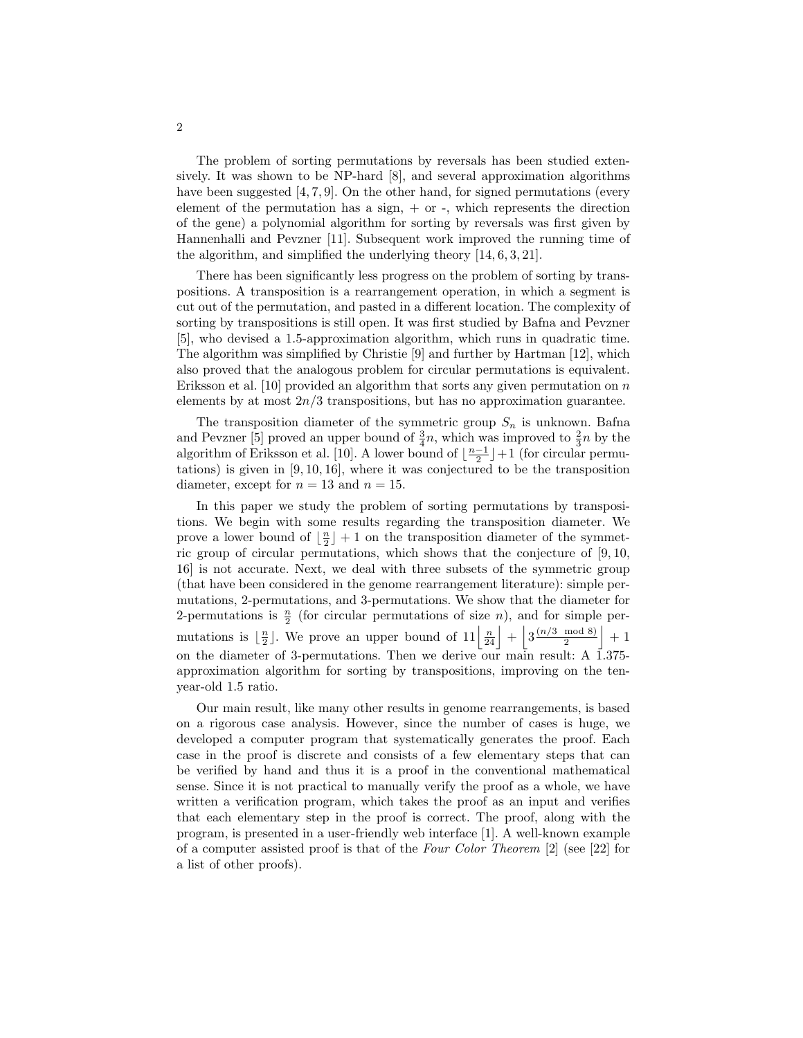The problem of sorting permutations by reversals has been studied extensively. It was shown to be NP-hard [8], and several approximation algorithms have been suggested [4, 7, 9]. On the other hand, for signed permutations (every element of the permutation has a sign, + or -, which represents the direction of the gene) a polynomial algorithm for sorting by reversals was first given by Hannenhalli and Pevzner [11]. Subsequent work improved the running time of the algorithm, and simplified the underlying theory [14, 6, 3, 21].

There has been significantly less progress on the problem of sorting by transpositions. A transposition is a rearrangement operation, in which a segment is cut out of the permutation, and pasted in a different location. The complexity of sorting by transpositions is still open. It was first studied by Bafna and Pevzner [5], who devised a 1.5-approximation algorithm, which runs in quadratic time. The algorithm was simplified by Christie [9] and further by Hartman [12], which also proved that the analogous problem for circular permutations is equivalent. Eriksson et al. [10] provided an algorithm that sorts any given permutation on $n$ elements by at most $2n/3$ transpositions, but has no approximation guarantee.

The transposition diameter of the symmetric group $S_n$ is unknown. Bafna and Pevzner [5] proved an upper bound of $\frac{3}{4}n$, which was improved to $\frac{2}{3}n$ by the algorithm of Eriksson et al. [10]. A lower bound of $\lfloor \frac{n-1}{2} \rfloor + 1$ (for circular permutations) is given in [9, 10, 16], where it was conjectured to be the transposition diameter, except for $n = 13$ and $n = 15$.

In this paper we study the problem of sorting permutations by transpositions. We begin with some results regarding the transposition diameter. We prove a lower bound of $\lfloor \frac{n}{2} \rfloor + 1$ on the transposition diameter of the symmetric group of circular permutations, which shows that the conjecture of [9, 10, 16] is not accurate. Next, we deal with three subsets of the symmetric group (that have been considered in the genome rearrangement literature): simple permutations, 2-permutations, and 3-permutations. We show that the diameter for 2-permutations is $\frac{n}{2}$ (for circular permutations of size $n$), and for simple permutations is $\lfloor \frac{n}{2} \rfloor$. We prove an upper bound of $11\left\lfloor \frac{n}{24} \right\rfloor + \left\lfloor 3\frac{(n/3 \mod 8)}{2} \right\rfloor + 1$ on the diameter of 3-permutations. Then we derive our main result: A 1.375-approximation algorithm for sorting by transpositions, improving on the ten-year-old 1.5 ratio.

Our main result, like many other results in genome rearrangements, is based on a rigorous case analysis. However, since the number of cases is huge, we developed a computer program that systematically generates the proof. Each case in the proof is discrete and consists of a few elementary steps that can be verified by hand and thus it is a proof in the conventional mathematical sense. Since it is not practical to manually verify the proof as a whole, we have written a verification program, which takes the proof as an input and verifies that each elementary step in the proof is correct. The proof, along with the program, is presented in a user-friendly web interface [1]. A well-known example of a computer assisted proof is that of the *Four Color Theorem* [2] (see [22] for a list of other proofs).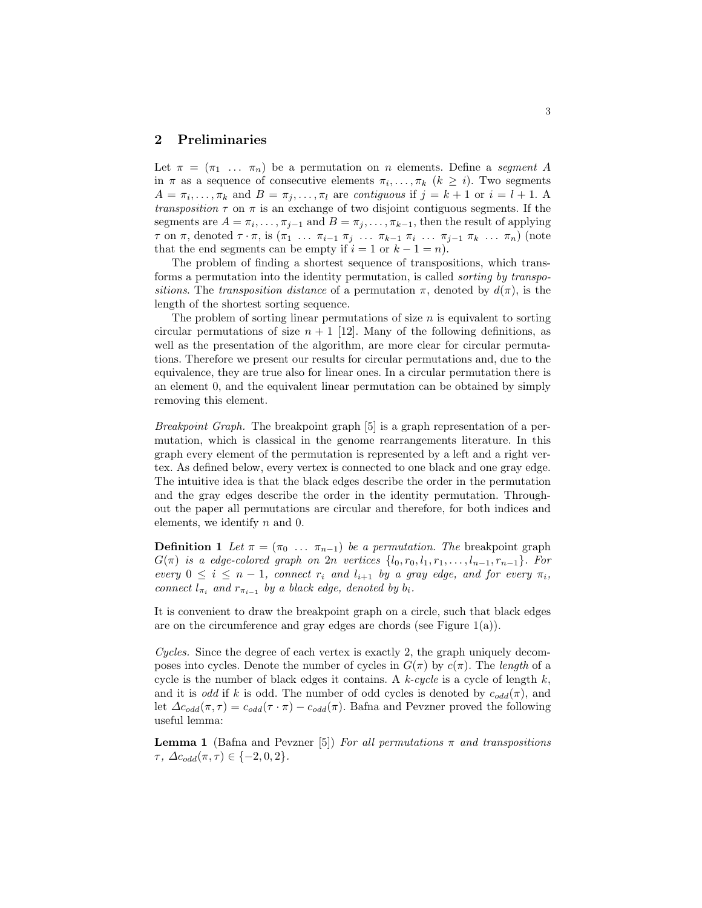## 2 Preliminaries

Let $\pi = (\pi_1 \ \dots \ \pi_n)$ be a permutation on $n$ elements. Define a *segment* $A$ in $\pi$ as a sequence of consecutive elements $\pi_i, \dots, \pi_k$ ($k \geq i$). Two segments $A = \pi_i, \dots, \pi_k$ and $B = \pi_j, \dots, \pi_l$ are *contiguous* if $j = k+1$ or $i = l+1$. A *transposition* $\tau$ on $\pi$ is an exchange of two disjoint contiguous segments. If the segments are $A = \pi_i, \dots, \pi_{j-1}$ and $B = \pi_j, \dots, \pi_{k-1}$, then the result of applying $\tau$ on $\pi$, denoted $\tau \cdot \pi$, is $(\pi_1 \ \dots \ \pi_{i-1} \ \pi_j \ \dots \ \pi_{k-1} \ \pi_i \ \dots \ \pi_{j-1} \ \pi_k \ \dots \ \pi_n)$ (note that the end segments can be empty if $i = 1$ or $k - 1 = n$).

The problem of finding a shortest sequence of transpositions, which transforms a permutation into the identity permutation, is called *sorting by transpositions*. The *transposition distance* of a permutation $\pi$, denoted by $d(\pi)$, is the length of the shortest sorting sequence.

The problem of sorting linear permutations of size $n$ is equivalent to sorting circular permutations of size $n+1$ [12]. Many of the following definitions, as well as the presentation of the algorithm, are more clear for circular permutations. Therefore we present our results for circular permutations and, due to the equivalence, they are true also for linear ones. In a circular permutation there is an element 0, and the equivalent linear permutation can be obtained by simply removing this element.

*Breakpoint Graph.* The breakpoint graph [5] is a graph representation of a permutation, which is classical in the genome rearrangements literature. In this graph every element of the permutation is represented by a left and a right vertex. As defined below, every vertex is connected to one black and one gray edge. The intuitive idea is that the black edges describe the order in the permutation and the gray edges describe the order in the identity permutation. Throughout the paper all permutations are circular and therefore, for both indices and elements, we identify $n$ and 0.

**Definition 1** *Let $\pi = (\pi_0 \ \dots \ \pi_{n-1})$ be a permutation. The* breakpoint graph *$G(\pi)$ is a edge-colored graph on $2n$ vertices $\{l_0, r_0, l_1, r_1, \dots, l_{n-1}, r_{n-1}\}$. For every $0 \leq i \leq n-1$, connect $r_i$ and $l_{i+1}$ by a gray edge, and for every $\pi_i$, connect $l_{\pi_i}$ and $r_{\pi_{i-1}}$ by a black edge, denoted by $b_i$.*

It is convenient to draw the breakpoint graph on a circle, such that black edges are on the circumference and gray edges are chords (see Figure 1(a)).

*Cycles.* Since the degree of each vertex is exactly 2, the graph uniquely decomposes into cycles. Denote the number of cycles in $G(\pi)$ by $c(\pi)$. The *length* of a cycle is the number of black edges it contains. A *$k$-cycle* is a cycle of length $k$, and it is *odd* if $k$ is odd. The number of odd cycles is denoted by $c_{odd}(\pi)$, and let $\Delta c_{odd}(\pi, \tau) = c_{odd}(\tau \cdot \pi) - c_{odd}(\pi)$. Bafna and Pevzner proved the following useful lemma:

**Lemma 1** (Bafna and Pevzner [5]) *For all permutations $\pi$ and transpositions $\tau$, $\Delta c_{odd}(\pi, \tau) \in \{-2, 0, 2\}$.*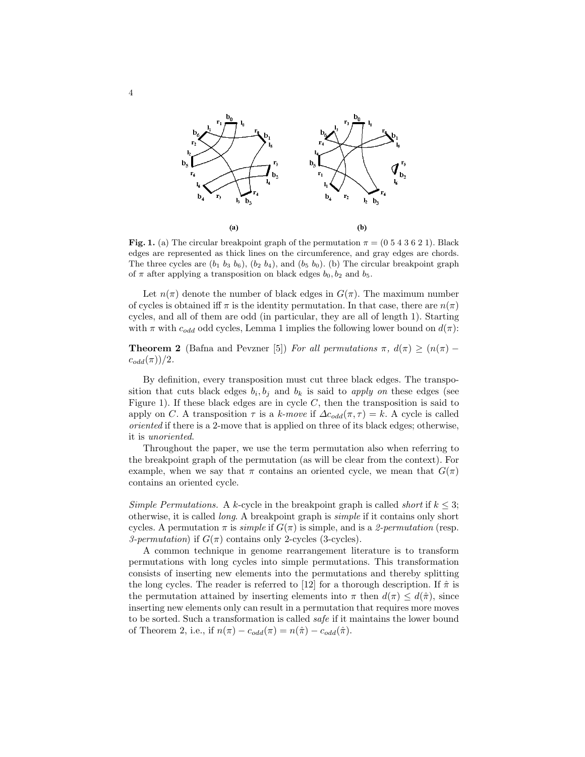**Fig. 1.** (a) The circular breakpoint graph of the permutation $\pi = (0\ 5\ 4\ 3\ 6\ 2\ 1)$. Black edges are represented as thick lines on the circumference, and gray edges are chords. The three cycles are $(b_1\ b_3\ b_6)$, $(b_2\ b_4)$, and $(b_5\ b_0)$. (b) The circular breakpoint graph of $\pi$ after applying a transposition on black edges $b_0, b_2$ and $b_5$.

Let $n(\pi)$ denote the number of black edges in $G(\pi)$. The maximum number of cycles is obtained iff $\pi$ is the identity permutation. In that case, there are $n(\pi)$ cycles, and all of them are odd (in particular, they are all of length 1). Starting with $\pi$ with $c_{odd}$ odd cycles, Lemma 1 implies the following lower bound on $d(\pi)$:

**Theorem 2** (Bafna and Pevzner [5]) *For all permutations $\pi$, $d(\pi) \geq (n(\pi) - c_{odd}(\pi))/2$.*

By definition, every transposition must cut three black edges. The transposition that cuts black edges $b_i, b_j$ and $b_k$ is said to *apply on* these edges (see Figure 1). If these black edges are in cycle $C$, then the transposition is said to apply on $C$. A transposition $\tau$ is a *k-move* if $\Delta c_{odd}(\pi, \tau) = k$. A cycle is called *oriented* if there is a 2-move that is applied on three of its black edges; otherwise, it is *unoriented*.

Throughout the paper, we use the term permutation also when referring to the breakpoint graph of the permutation (as will be clear from the context). For example, when we say that $\pi$ contains an oriented cycle, we mean that $G(\pi)$ contains an oriented cycle.

*Simple Permutations.* A $k$-cycle in the breakpoint graph is called *short* if $k \leq 3$; otherwise, it is called *long*. A breakpoint graph is *simple* if it contains only short cycles. A permutation $\pi$ is *simple* if $G(\pi)$ is simple, and is a *2-permutation* (resp. *3-permutation*) if $G(\pi)$ contains only 2-cycles (3-cycles).

A common technique in genome rearrangement literature is to transform permutations with long cycles into simple permutations. This transformation consists of inserting new elements into the permutations and thereby splitting the long cycles. The reader is referred to [12] for a thorough description. If $\hat{\pi}$ is the permutation attained by inserting elements into $\pi$ then $d(\pi) \leq d(\hat{\pi})$, since inserting new elements only can result in a permutation that requires more moves to be sorted. Such a transformation is called *safe* if it maintains the lower bound of Theorem 2, i.e., if $n(\pi) - c_{odd}(\pi) = n(\hat{\pi}) - c_{odd}(\hat{\pi})$.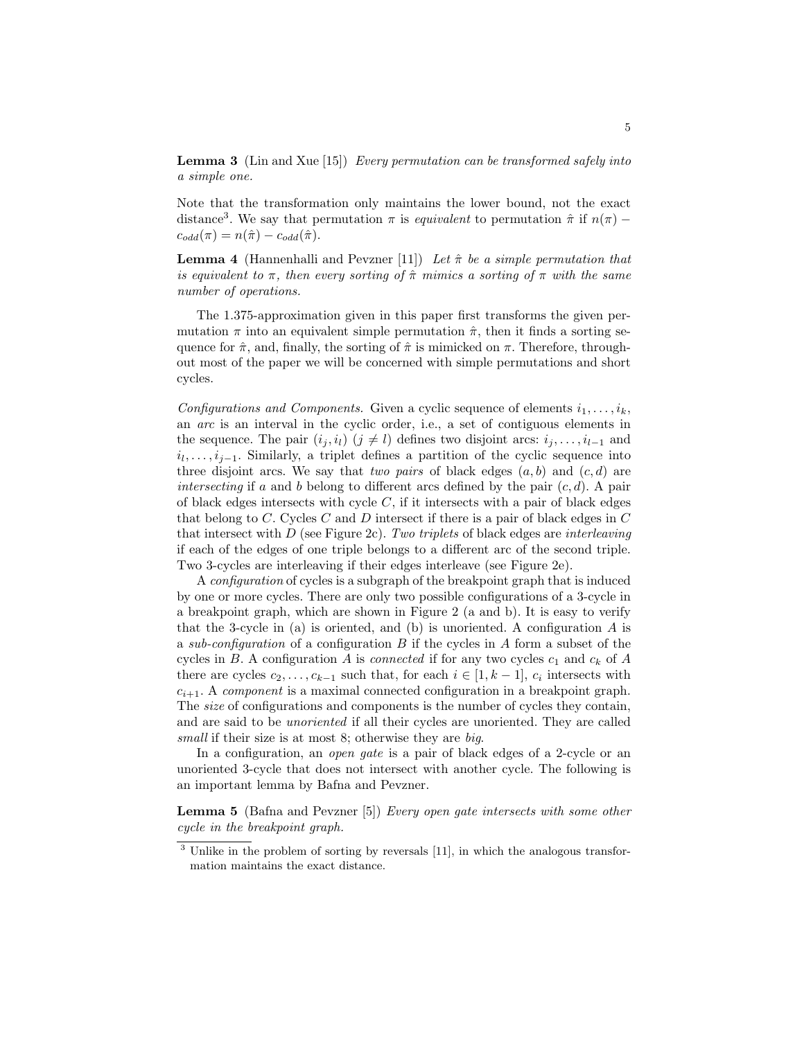**Lemma 3** (Lin and Xue [15]) *Every permutation can be transformed safely into a simple one.*

Note that the transformation only maintains the lower bound, not the exact distance[3]. We say that permutation $\pi$ is *equivalent* to permutation $\hat{\pi}$ if $n(\pi) - c_{odd}(\pi) = n(\hat{\pi}) - c_{odd}(\hat{\pi})$.

**Lemma 4** (Hannenhalli and Pevzner [11]) *Let $\hat{\pi}$ be a simple permutation that is equivalent to $\pi$, then every sorting of $\hat{\pi}$ mimics a sorting of $\pi$ with the same number of operations.*

The 1.375-approximation given in this paper first transforms the given permutation $\pi$ into an equivalent simple permutation $\hat{\pi}$, then it finds a sorting sequence for $\hat{\pi}$, and, finally, the sorting of $\hat{\pi}$ is mimicked on $\pi$. Therefore, throughout most of the paper we will be concerned with simple permutations and short cycles.

*Configurations and Components.* Given a cyclic sequence of elements $i_1, \ldots, i_k$, an *arc* is an interval in the cyclic order, i.e., a set of contiguous elements in the sequence. The pair $(i_j, i_l)$ $(j \neq l)$ defines two disjoint arcs: $i_j, \ldots, i_{l-1}$ and $i_l, \ldots, i_{j-1}$. Similarly, a triplet defines a partition of the cyclic sequence into three disjoint arcs. We say that *two pairs* of black edges $(a, b)$ and $(c, d)$ are *intersecting* if $a$ and $b$ belong to different arcs defined by the pair $(c, d)$. A pair of black edges intersects with cycle $C$, if it intersects with a pair of black edges that belong to $C$. Cycles $C$ and $D$ intersect if there is a pair of black edges in $C$ that intersect with $D$ (see Figure 2c). *Two triplets* of black edges are *interleaving* if each of the edges of one triple belongs to a different arc of the second triple. Two 3-cycles are interleaving if their edges interleave (see Figure 2e).

A *configuration* of cycles is a subgraph of the breakpoint graph that is induced by one or more cycles. There are only two possible configurations of a 3-cycle in a breakpoint graph, which are shown in Figure 2 (a and b). It is easy to verify that the 3-cycle in (a) is oriented, and (b) is unoriented. A configuration $A$ is a *sub-configuration* of a configuration $B$ if the cycles in $A$ form a subset of the cycles in $B$. A configuration $A$ is *connected* if for any two cycles $c_1$ and $c_k$ of $A$ there are cycles $c_2, \ldots, c_{k-1}$ such that, for each $i \in [1, k-1]$, $c_i$ intersects with $c_{i+1}$. A *component* is a maximal connected configuration in a breakpoint graph. The *size* of configurations and components is the number of cycles they contain, and are said to be *unoriented* if all their cycles are unoriented. They are called *small* if their size is at most 8; otherwise they are *big*.

In a configuration, an *open gate* is a pair of black edges of a 2-cycle or an unoriented 3-cycle that does not intersect with another cycle. The following is an important lemma by Bafna and Pevzner.

**Lemma 5** (Bafna and Pevzner [5]) *Every open gate intersects with some other cycle in the breakpoint graph.*

[3] Unlike in the problem of sorting by reversals [11], in which the analogous transformation maintains the exact distance.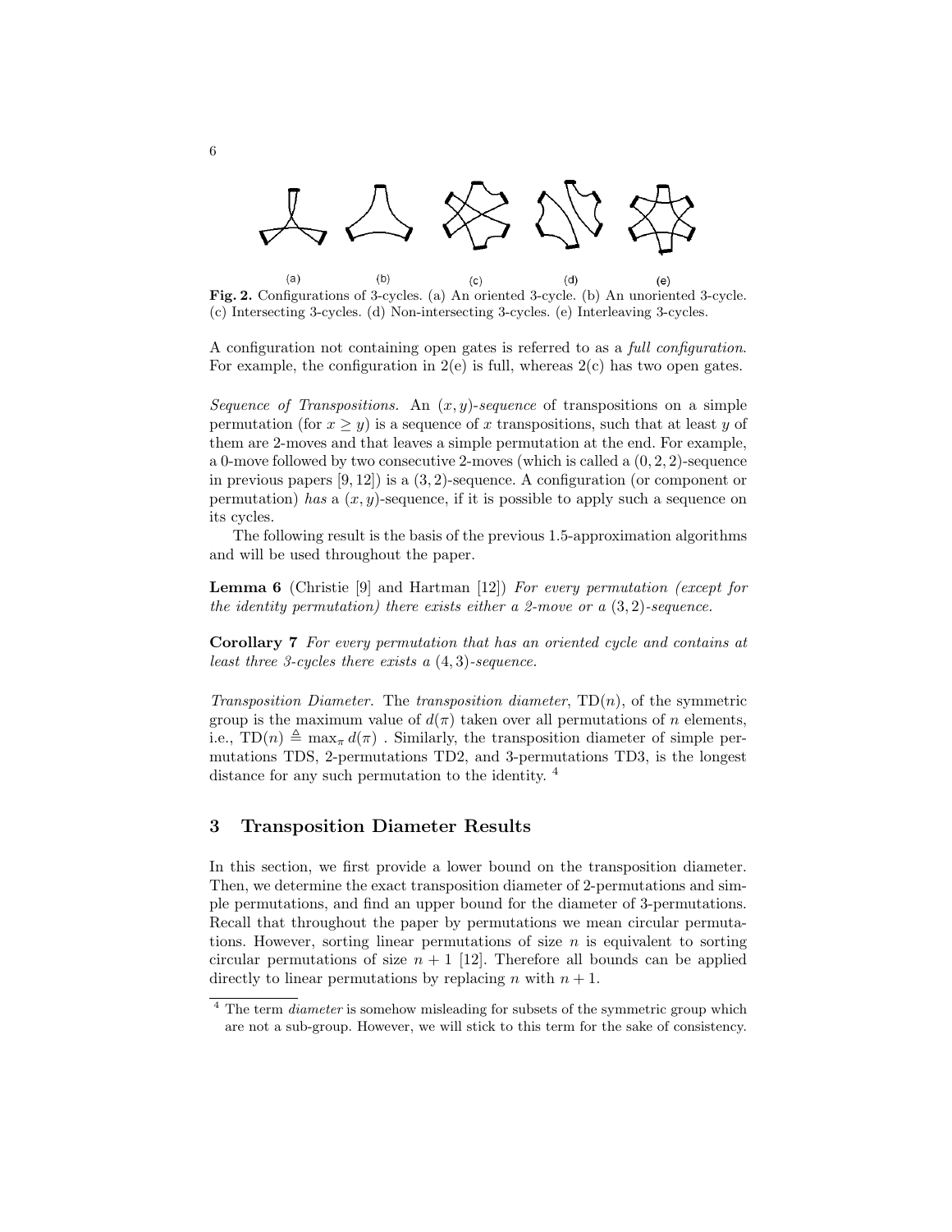(a) (b) (c) (d) (e)

**Fig. 2.** Configurations of 3-cycles. (a) An oriented 3-cycle. (b) An unoriented 3-cycle. (c) Intersecting 3-cycles. (d) Non-intersecting 3-cycles. (e) Interleaving 3-cycles.

A configuration not containing open gates is referred to as a *full configuration*. For example, the configuration in 2(e) is full, whereas 2(c) has two open gates.

*Sequence of Transpositions.* An $(x, y)$*-sequence* of transpositions on a simple permutation (for $x \geq y$) is a sequence of $x$ transpositions, such that at least $y$ of them are 2-moves and that leaves a simple permutation at the end. For example, a 0-move followed by two consecutive 2-moves (which is called a $(0, 2, 2)$-sequence in previous papers [9, 12]) is a $(3, 2)$-sequence. A configuration (or component or permutation) *has* a $(x, y)$-sequence, if it is possible to apply such a sequence on its cycles.

The following result is the basis of the previous 1.5-approximation algorithms and will be used throughout the paper.

**Lemma 6** (Christie [9] and Hartman [12]) *For every permutation (except for the identity permutation) there exists either a 2-move or a $(3, 2)$-sequence.*

**Corollary 7** *For every permutation that has an oriented cycle and contains at least three 3-cycles there exists a $(4, 3)$-sequence.*

*Transposition Diameter.* The *transposition diameter*, $\mathrm{TD}(n)$, of the symmetric group is the maximum value of $d(\pi)$ taken over all permutations of $n$ elements, i.e., $\mathrm{TD}(n) \triangleq \max_\pi d(\pi)$ . Similarly, the transposition diameter of simple permutations TDS, 2-permutations TD2, and 3-permutations TD3, is the longest distance for any such permutation to the identity. [4]

## 3 Transposition Diameter Results

In this section, we first provide a lower bound on the transposition diameter. Then, we determine the exact transposition diameter of 2-permutations and simple permutations, and find an upper bound for the diameter of 3-permutations. Recall that throughout the paper by permutations we mean circular permutations. However, sorting linear permutations of size $n$ is equivalent to sorting circular permutations of size $n + 1$ [12]. Therefore all bounds can be applied directly to linear permutations by replacing $n$ with $n + 1$.

[4] The term *diameter* is somehow misleading for subsets of the symmetric group which are not a sub-group. However, we will stick to this term for the sake of consistency.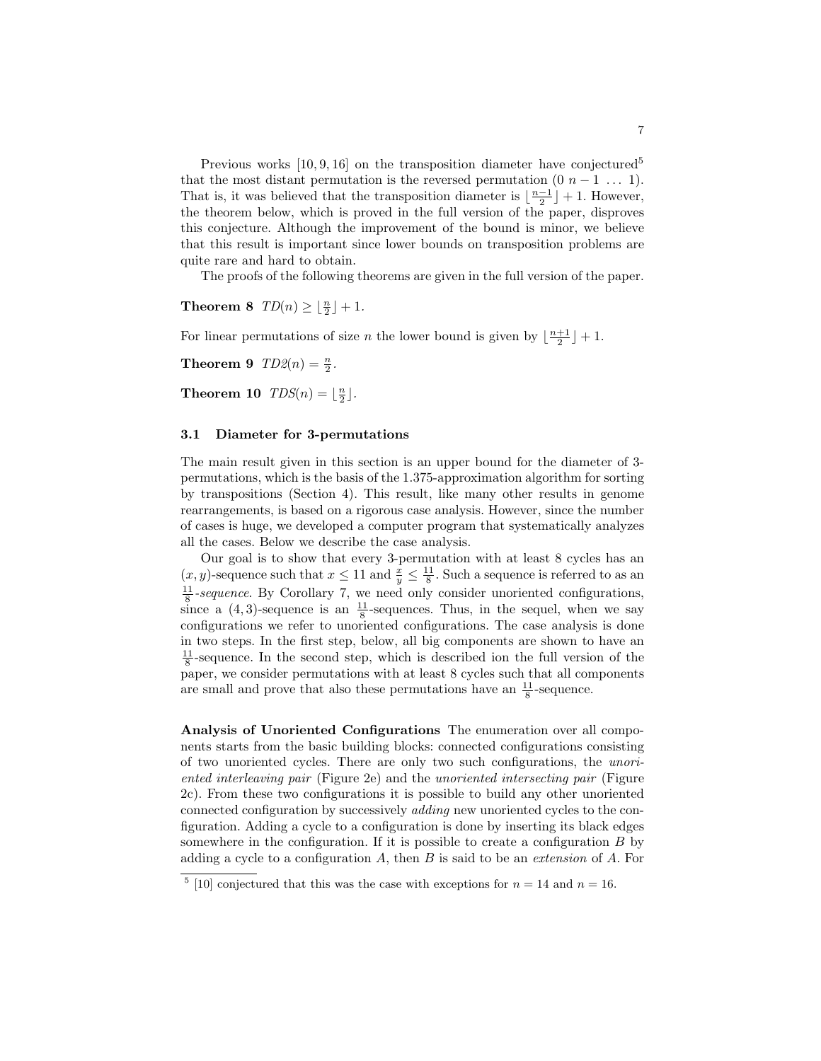Previous works [10, 9, 16] on the transposition diameter have conjectured[5] that the most distant permutation is the reversed permutation $(0\ n-1\ \ldots\ 1)$. That is, it was believed that the transposition diameter is $\lfloor \frac{n-1}{2} \rfloor + 1$. However, the theorem below, which is proved in the full version of the paper, disproves this conjecture. Although the improvement of the bound is minor, we believe that this result is important since lower bounds on transposition problems are quite rare and hard to obtain.

The proofs of the following theorems are given in the full version of the paper.

**Theorem 8** $TD(n) \geq \lfloor \frac{n}{2} \rfloor + 1$.

For linear permutations of size $n$ the lower bound is given by $\lfloor \frac{n+1}{2} \rfloor + 1$.

**Theorem 9** $TD2(n) = \frac{n}{2}$.

**Theorem 10** $TDS(n) = \lfloor \frac{n}{2} \rfloor$.

### 3.1 Diameter for 3-permutations

The main result given in this section is an upper bound for the diameter of 3-permutations, which is the basis of the 1.375-approximation algorithm for sorting by transpositions (Section 4). This result, like many other results in genome rearrangements, is based on a rigorous case analysis. However, since the number of cases is huge, we developed a computer program that systematically analyzes all the cases. Below we describe the case analysis.

Our goal is to show that every 3-permutation with at least 8 cycles has an $(x, y)$-sequence such that $x \leq 11$ and $\frac{x}{y} \leq \frac{11}{8}$. Such a sequence is referred to as an $\frac{11}{8}$*-sequence*. By Corollary 7, we need only consider unoriented configurations, since a $(4, 3)$-sequence is an $\frac{11}{8}$-sequences. Thus, in the sequel, when we say configurations we refer to unoriented configurations. The case analysis is done in two steps. In the first step, below, all big components are shown to have an $\frac{11}{8}$-sequence. In the second step, which is described ion the full version of the paper, we consider permutations with at least 8 cycles such that all components are small and prove that also these permutations have an $\frac{11}{8}$-sequence.

**Analysis of Unoriented Configurations** The enumeration over all components starts from the basic building blocks: connected configurations consisting of two unoriented cycles. There are only two such configurations, the *unoriented interleaving pair* (Figure 2e) and the *unoriented intersecting pair* (Figure 2c). From these two configurations it is possible to build any other unoriented connected configuration by successively *adding* new unoriented cycles to the configuration. Adding a cycle to a configuration is done by inserting its black edges somewhere in the configuration. If it is possible to create a configuration $B$ by adding a cycle to a configuration $A$, then $B$ is said to be an *extension* of $A$. For

[5] [10] conjectured that this was the case with exceptions for $n = 14$ and $n = 16$.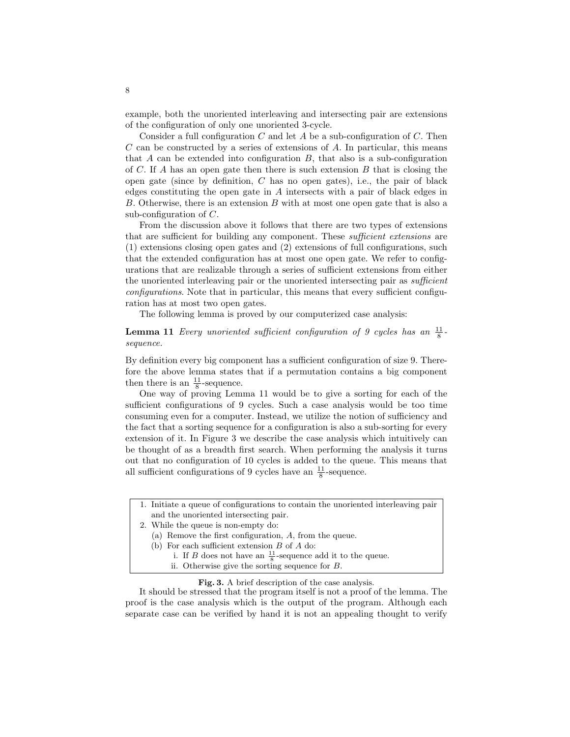example, both the unoriented interleaving and intersecting pair are extensions of the configuration of only one unoriented 3-cycle.

Consider a full configuration $C$ and let $A$ be a sub-configuration of $C$. Then $C$ can be constructed by a series of extensions of $A$. In particular, this means that $A$ can be extended into configuration $B$, that also is a sub-configuration of $C$. If $A$ has an open gate then there is such extension $B$ that is closing the open gate (since by definition, $C$ has no open gates), i.e., the pair of black edges constituting the open gate in $A$ intersects with a pair of black edges in $B$. Otherwise, there is an extension $B$ with at most one open gate that is also a sub-configuration of $C$.

From the discussion above it follows that there are two types of extensions that are sufficient for building any component. These *sufficient extensions* are (1) extensions closing open gates and (2) extensions of full configurations, such that the extended configuration has at most one open gate. We refer to configurations that are realizable through a series of sufficient extensions from either the unoriented interleaving pair or the unoriented intersecting pair as *sufficient configurations*. Note that in particular, this means that every sufficient configuration has at most two open gates.

The following lemma is proved by our computerized case analysis:

**Lemma 11** *Every unoriented sufficient configuration of 9 cycles has an $\frac{11}{8}$-sequence.*

By definition every big component has a sufficient configuration of size 9. Therefore the above lemma states that if a permutation contains a big component then there is an $\frac{11}{8}$-sequence.

One way of proving Lemma 11 would be to give a sorting for each of the sufficient configurations of 9 cycles. Such a case analysis would be too time consuming even for a computer. Instead, we utilize the notion of sufficiency and the fact that a sorting sequence for a configuration is also a sub-sorting for every extension of it. In Figure 3 we describe the case analysis which intuitively can be thought of as a breadth first search. When performing the analysis it turns out that no configuration of 10 cycles is added to the queue. This means that all sufficient configurations of 9 cycles have an $\frac{11}{8}$-sequence.

1. Initiate a queue of configurations to contain the unoriented interleaving pair and the unoriented intersecting pair.
2. While the queue is non-empty do:
   (a) Remove the first configuration, $A$, from the queue.
   (b) For each sufficient extension $B$ of $A$ do:
      i. If $B$ does not have an $\frac{11}{8}$-sequence add it to the queue.
      ii. Otherwise give the sorting sequence for $B$.

**Fig. 3.** A brief description of the case analysis.

It should be stressed that the program itself is not a proof of the lemma. The proof is the case analysis which is the output of the program. Although each separate case can be verified by hand it is not an appealing thought to verify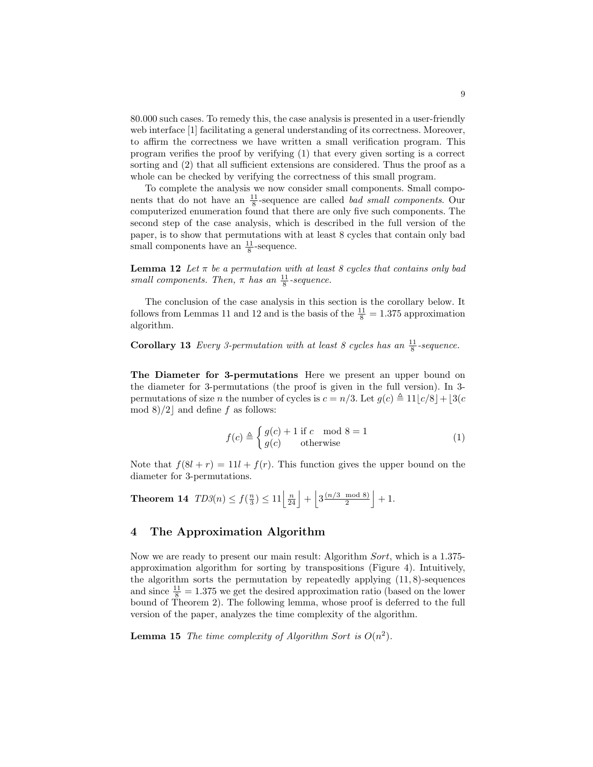80.000 such cases. To remedy this, the case analysis is presented in a user-friendly web interface [1] facilitating a general understanding of its correctness. Moreover, to affirm the correctness we have written a small verification program. This program verifies the proof by verifying (1) that every given sorting is a correct sorting and (2) that all sufficient extensions are considered. Thus the proof as a whole can be checked by verifying the correctness of this small program.

To complete the analysis we now consider small components. Small components that do not have an $\frac{11}{8}$-sequence are called *bad small components*. Our computerized enumeration found that there are only five such components. The second step of the case analysis, which is described in the full version of the paper, is to show that permutations with at least 8 cycles that contain only bad small components have an $\frac{11}{8}$-sequence.

**Lemma 12** *Let $\pi$ be a permutation with at least 8 cycles that contains only bad small components. Then, $\pi$ has an $\frac{11}{8}$-sequence.*

The conclusion of the case analysis in this section is the corollary below. It follows from Lemmas 11 and 12 and is the basis of the $\frac{11}{8} = 1.375$ approximation algorithm.

**Corollary 13** *Every 3-permutation with at least 8 cycles has an $\frac{11}{8}$-sequence.*

**The Diameter for 3-permutations** Here we present an upper bound on the diameter for 3-permutations (the proof is given in the full version). In 3-permutations of size $n$ the number of cycles is $c = n/3$. Let $g(c) \triangleq 11\lfloor c/8 \rfloor + \lfloor 3(c \mod 8)/2 \rfloor$ and define $f$ as follows:

$$f(c) \triangleq \begin{cases} g(c) + 1 & \text{if } c \mod 8 = 1 \\ g(c) & \text{otherwise} \end{cases} \tag{1}$$

Note that $f(8l + r) = 11l + f(r)$. This function gives the upper bound on the diameter for 3-permutations.

**Theorem 14** $TD3(n) \leq f(\frac{n}{3}) \leq 11\left\lfloor \frac{n}{24} \right\rfloor + \left\lfloor 3\frac{(n/3 \mod 8)}{2} \right\rfloor + 1.$

## 4 The Approximation Algorithm

Now we are ready to present our main result: Algorithm *Sort*, which is a 1.375-approximation algorithm for sorting by transpositions (Figure 4). Intuitively, the algorithm sorts the permutation by repeatedly applying $(11, 8)$-sequences and since $\frac{11}{8} = 1.375$ we get the desired approximation ratio (based on the lower bound of Theorem 2). The following lemma, whose proof is deferred to the full version of the paper, analyzes the time complexity of the algorithm.

**Lemma 15** *The time complexity of Algorithm Sort is $O(n^2)$.*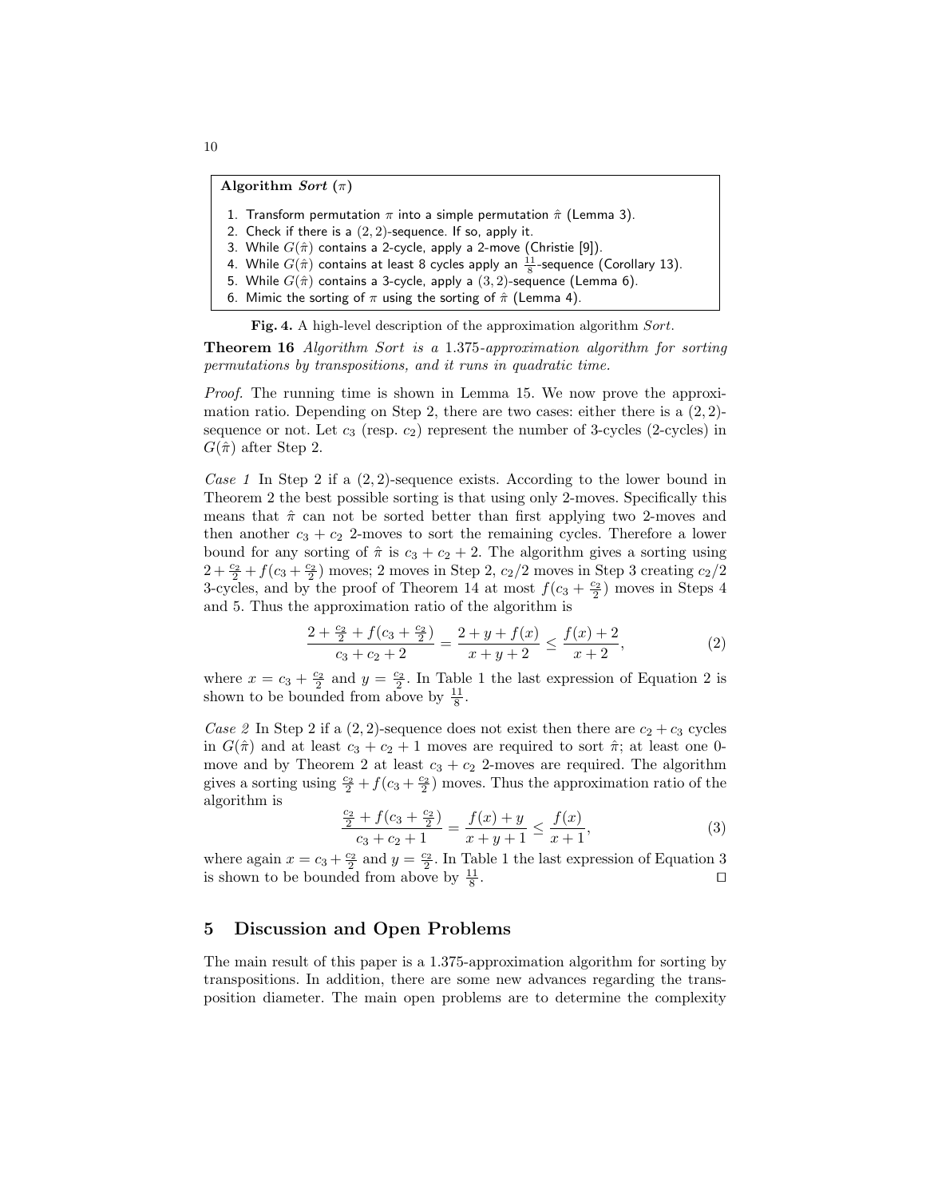**Algorithm *Sort* ($\pi$)**

1. Transform permutation $\pi$ into a simple permutation $\hat{\pi}$ (Lemma 3).
2. Check if there is a $(2,2)$-sequence. If so, apply it.
3. While $G(\hat{\pi})$ contains a 2-cycle, apply a 2-move (Christie [9]).
4. While $G(\hat{\pi})$ contains at least 8 cycles apply an $\frac{11}{8}$-sequence (Corollary 13).
5. While $G(\hat{\pi})$ contains a 3-cycle, apply a $(3,2)$-sequence (Lemma 6).
6. Mimic the sorting of $\pi$ using the sorting of $\hat{\pi}$ (Lemma 4).

**Fig. 4.** A high-level description of the approximation algorithm *Sort*.

**Theorem 16** *Algorithm Sort is a 1.375-approximation algorithm for sorting permutations by transpositions, and it runs in quadratic time.*

*Proof.* The running time is shown in Lemma 15. We now prove the approximation ratio. Depending on Step 2, there are two cases: either there is a $(2,2)$-sequence or not. Let $c_3$ (resp. $c_2$) represent the number of 3-cycles (2-cycles) in $G(\hat{\pi})$ after Step 2.

*Case 1* In Step 2 if a $(2,2)$-sequence exists. According to the lower bound in Theorem 2 the best possible sorting is that using only 2-moves. Specifically this means that $\hat{\pi}$ can not be sorted better than first applying two 2-moves and then another $c_3 + c_2$ 2-moves to sort the remaining cycles. Therefore a lower bound for any sorting of $\hat{\pi}$ is $c_3 + c_2 + 2$. The algorithm gives a sorting using $2 + \frac{c_2}{2} + f(c_3 + \frac{c_2}{2})$ moves; 2 moves in Step 2, $c_2/2$ moves in Step 3 creating $c_2/2$ 3-cycles, and by the proof of Theorem 14 at most $f(c_3 + \frac{c_2}{2})$ moves in Steps 4 and 5. Thus the approximation ratio of the algorithm is

$$\frac{2 + \frac{c_2}{2} + f(c_3 + \frac{c_2}{2})}{c_3 + c_2 + 2} = \frac{2 + y + f(x)}{x + y + 2} \le \frac{f(x) + 2}{x + 2}, \tag{2}$$

where $x = c_3 + \frac{c_2}{2}$ and $y = \frac{c_2}{2}$. In Table 1 the last expression of Equation 2 is shown to be bounded from above by $\frac{11}{8}$.

*Case 2* In Step 2 if a $(2,2)$-sequence does not exist then there are $c_2 + c_3$ cycles in $G(\hat{\pi})$ and at least $c_3 + c_2 + 1$ moves are required to sort $\hat{\pi}$; at least one 0-move and by Theorem 2 at least $c_3 + c_2$ 2-moves are required. The algorithm gives a sorting using $\frac{c_2}{2} + f(c_3 + \frac{c_2}{2})$ moves. Thus the approximation ratio of the algorithm is

$$\frac{\frac{c_2}{2} + f(c_3 + \frac{c_2}{2})}{c_3 + c_2 + 1} = \frac{f(x) + y}{x + y + 1} \le \frac{f(x)}{x + 1}, \tag{3}$$

where again $x = c_3 + \frac{c_2}{2}$ and $y = \frac{c_2}{2}$. In Table 1 the last expression of Equation 3 is shown to be bounded from above by $\frac{11}{8}$. □

## 5 Discussion and Open Problems

The main result of this paper is a 1.375-approximation algorithm for sorting by transpositions. In addition, there are some new advances regarding the transposition diameter. The main open problems are to determine the complexity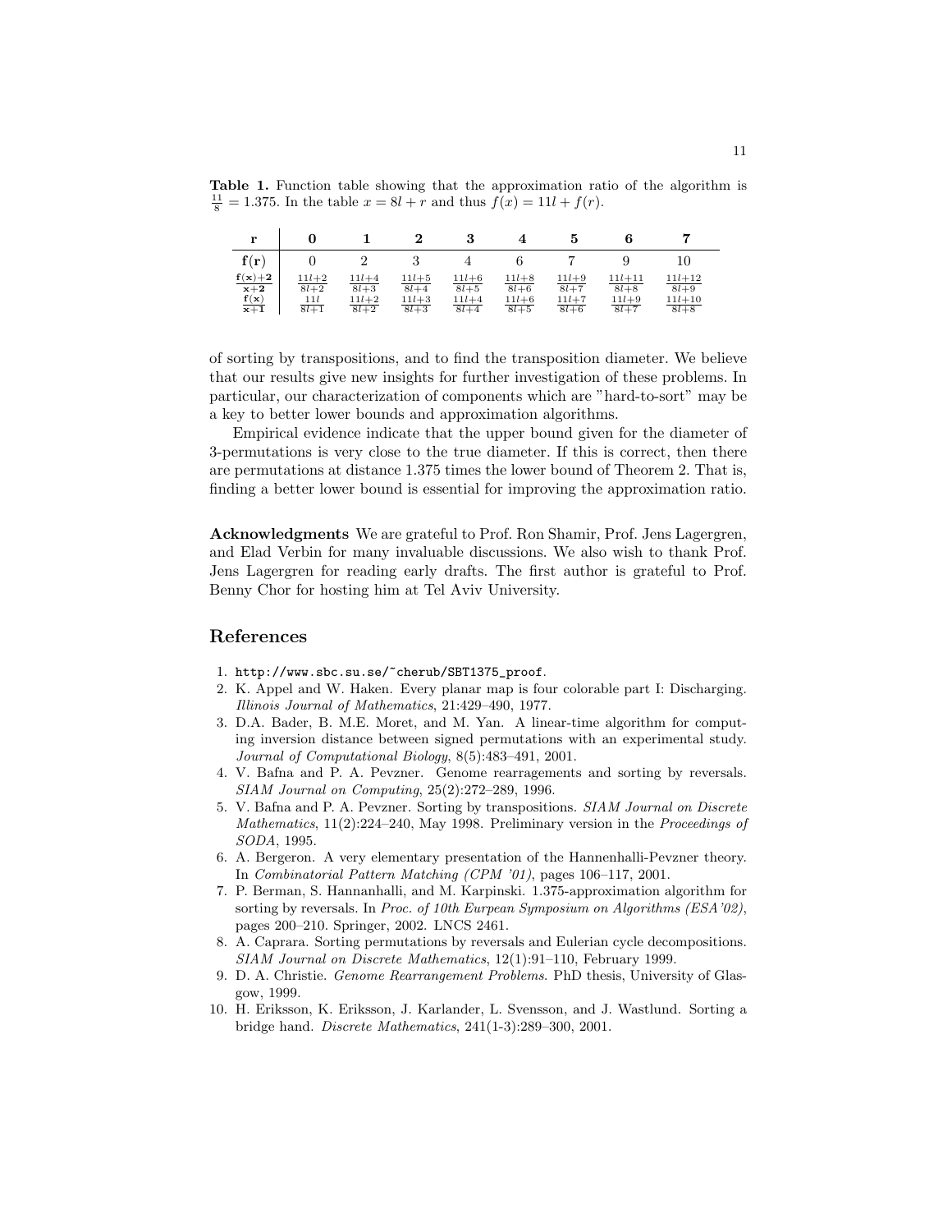**Table 1.** Function table showing that the approximation ratio of the algorithm is $\frac{11}{8} = 1.375$. In the table $x = 8l + r$ and thus $f(x) = 11l + f(r)$.

| $\mathbf{r}$ | **0** | **1** | **2** | **3** | **4** | **5** | **6** | **7** |
|---|---|---|---|---|---|---|---|---|
| $\mathbf{f(r)}$ | 0 | 2 | 3 | 4 | 6 | 7 | 9 | 10 |
| $\frac{\mathbf{f(x)+2}}{\mathbf{x+2}}$ | $\frac{11l+2}{8l+2}$ | $\frac{11l+4}{8l+3}$ | $\frac{11l+5}{8l+4}$ | $\frac{11l+6}{8l+5}$ | $\frac{11l+8}{8l+6}$ | $\frac{11l+9}{8l+7}$ | $\frac{11l+11}{8l+8}$ | $\frac{11l+12}{8l+9}$ |
| $\frac{\mathbf{f(x)}}{\mathbf{x+1}}$ | $\frac{11l}{8l+1}$ | $\frac{11l+2}{8l+2}$ | $\frac{11l+3}{8l+3}$ | $\frac{11l+4}{8l+4}$ | $\frac{11l+6}{8l+5}$ | $\frac{11l+7}{8l+6}$ | $\frac{11l+9}{8l+7}$ | $\frac{11l+10}{8l+8}$ |

of sorting by transpositions, and to find the transposition diameter. We believe that our results give new insights for further investigation of these problems. In particular, our characterization of components which are "hard-to-sort" may be a key to better lower bounds and approximation algorithms.

Empirical evidence indicate that the upper bound given for the diameter of 3-permutations is very close to the true diameter. If this is correct, then there are permutations at distance 1.375 times the lower bound of Theorem 2. That is, finding a better lower bound is essential for improving the approximation ratio.

**Acknowledgments** We are grateful to Prof. Ron Shamir, Prof. Jens Lagergren, and Elad Verbin for many invaluable discussions. We also wish to thank Prof. Jens Lagergren for reading early drafts. The first author is grateful to Prof. Benny Chor for hosting him at Tel Aviv University.

## References

1. http://www.sbc.su.se/~cherub/SBT1375_proof.
2. K. Appel and W. Haken. Every planar map is four colorable part I: Discharging. *Illinois Journal of Mathematics*, 21:429–490, 1977.
3. D.A. Bader, B. M.E. Moret, and M. Yan. A linear-time algorithm for computing inversion distance between signed permutations with an experimental study. *Journal of Computational Biology*, 8(5):483–491, 2001.
4. V. Bafna and P. A. Pevzner. Genome rearragements and sorting by reversals. *SIAM Journal on Computing*, 25(2):272–289, 1996.
5. V. Bafna and P. A. Pevzner. Sorting by transpositions. *SIAM Journal on Discrete Mathematics*, 11(2):224–240, May 1998. Preliminary version in the *Proceedings of SODA*, 1995.
6. A. Bergeron. A very elementary presentation of the Hannenhalli-Pevzner theory. In *Combinatorial Pattern Matching (CPM '01)*, pages 106–117, 2001.
7. P. Berman, S. Hannanhalli, and M. Karpinski. 1.375-approximation algorithm for sorting by reversals. In *Proc. of 10th Eurpean Symposium on Algorithms (ESA'02)*, pages 200–210. Springer, 2002. LNCS 2461.
8. A. Caprara. Sorting permutations by reversals and Eulerian cycle decompositions. *SIAM Journal on Discrete Mathematics*, 12(1):91–110, February 1999.
9. D. A. Christie. *Genome Rearrangement Problems*. PhD thesis, University of Glasgow, 1999.
10. H. Eriksson, K. Eriksson, J. Karlander, L. Svensson, and J. Wastlund. Sorting a bridge hand. *Discrete Mathematics*, 241(1-3):289–300, 2001.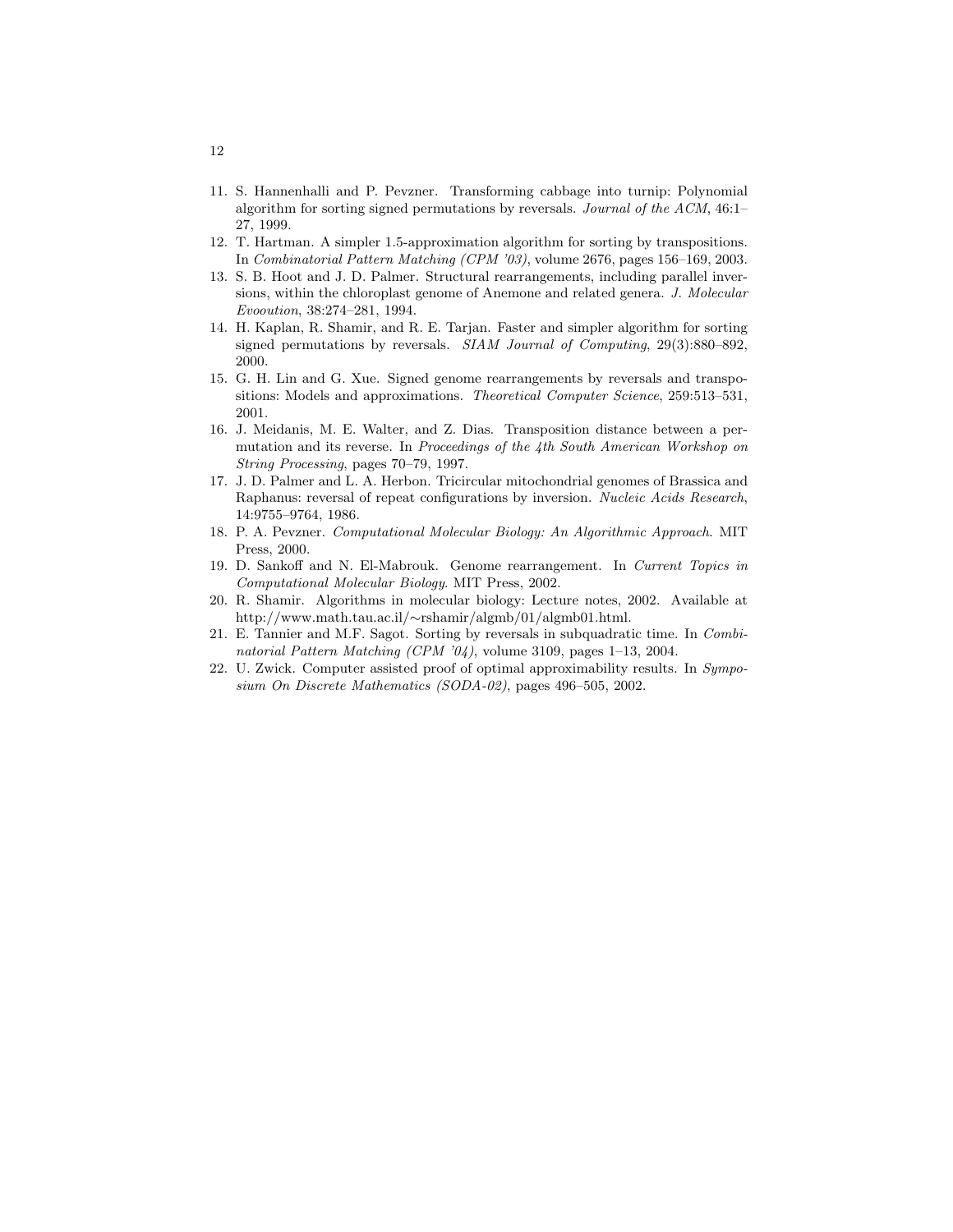11. S. Hannenhalli and P. Pevzner. Transforming cabbage into turnip: Polynomial algorithm for sorting signed permutations by reversals. *Journal of the ACM*, 46:1–27, 1999.
12. T. Hartman. A simpler 1.5-approximation algorithm for sorting by transpositions. In *Combinatorial Pattern Matching (CPM '03)*, volume 2676, pages 156–169, 2003.
13. S. B. Hoot and J. D. Palmer. Structural rearrangements, including parallel inversions, within the chloroplast genome of Anemone and related genera. *J. Molecular Evooution*, 38:274–281, 1994.
14. H. Kaplan, R. Shamir, and R. E. Tarjan. Faster and simpler algorithm for sorting signed permutations by reversals. *SIAM Journal of Computing*, 29(3):880–892, 2000.
15. G. H. Lin and G. Xue. Signed genome rearrangements by reversals and transpositions: Models and approximations. *Theoretical Computer Science*, 259:513–531, 2001.
16. J. Meidanis, M. E. Walter, and Z. Dias. Transposition distance between a permutation and its reverse. In *Proceedings of the 4th South American Workshop on String Processing*, pages 70–79, 1997.
17. J. D. Palmer and L. A. Herbon. Tricircular mitochondrial genomes of Brassica and Raphanus: reversal of repeat configurations by inversion. *Nucleic Acids Research*, 14:9755–9764, 1986.
18. P. A. Pevzner. *Computational Molecular Biology: An Algorithmic Approach*. MIT Press, 2000.
19. D. Sankoff and N. El-Mabrouk. Genome rearrangement. In *Current Topics in Computational Molecular Biology*. MIT Press, 2002.
20. R. Shamir. Algorithms in molecular biology: Lecture notes, 2002. Available at http://www.math.tau.ac.il/∼rshamir/algmb/01/algmb01.html.
21. E. Tannier and M.F. Sagot. Sorting by reversals in subquadratic time. In *Combinatorial Pattern Matching (CPM '04)*, volume 3109, pages 1–13, 2004.
22. U. Zwick. Computer assisted proof of optimal approximability results. In *Symposium On Discrete Mathematics (SODA-02)*, pages 496–505, 2002.